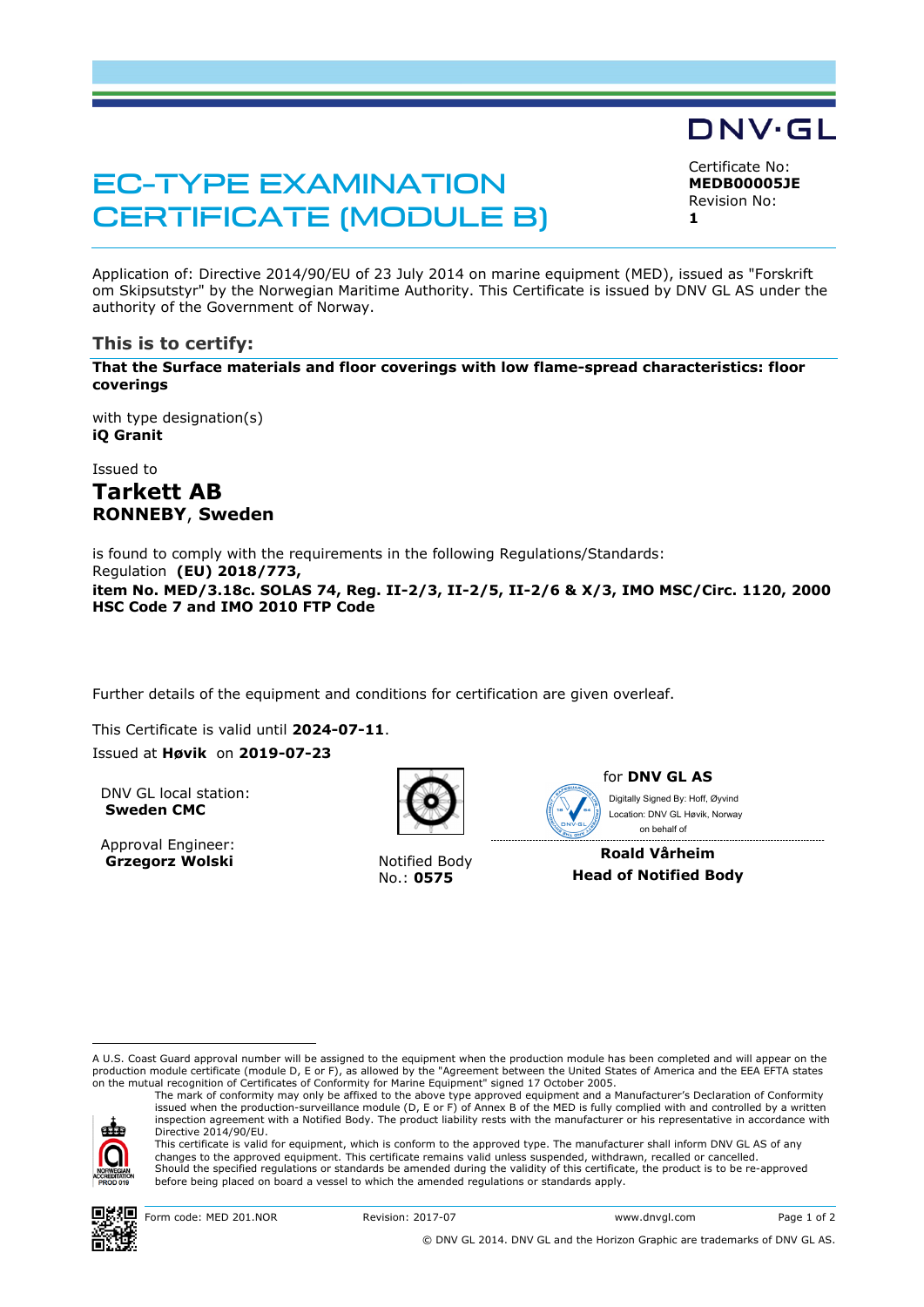DNV·GL

# EC-TYPE EXAMINATION CERTIFICATE (MODULE B)

Certificate No:
**MEDB00005JE**
Revision No:
**1**

Application of: Directive 2014/90/EU of 23 July 2014 on marine equipment (MED), issued as "Forskrift om Skipsutstyr" by the Norwegian Maritime Authority. This Certificate is issued by DNV GL AS under the authority of the Government of Norway.

## This is to certify:

**That the Surface materials and floor coverings with low flame-spread characteristics: floor coverings**

with type designation(s)
**iQ Granit**

Issued to
**Tarkett AB**
**RONNEBY**, **Sweden**

is found to comply with the requirements in the following Regulations/Standards:
Regulation **(EU) 2018/773,**
**item No. MED/3.18c. SOLAS 74, Reg. II-2/3, II-2/5, II-2/6 & X/3, IMO MSC/Circ. 1120, 2000 HSC Code 7 and IMO 2010 FTP Code**

Further details of the equipment and conditions for certification are given overleaf.

This Certificate is valid until **2024-07-11**.
Issued at **Høvik** on **2019-07-23**

DNV GL local station:
**Sweden CMC**

Approval Engineer:
**Grzegorz Wolski**

Notified Body
No.: **0575**

for **DNV GL AS**

Digitally Signed By: Hoff, Øyvind
Location: DNV GL Høvik, Norway
on behalf of

**Roald Vårheim**
**Head of Notified Body**

---

A U.S. Coast Guard approval number will be assigned to the equipment when the production module has been completed and will appear on the production module certificate (module D, E or F), as allowed by the "Agreement between the United States of America and the EEA EFTA states on the mutual recognition of Certificates of Conformity for Marine Equipment" signed 17 October 2005.

The mark of conformity may only be affixed to the above type approved equipment and a Manufacturer's Declaration of Conformity issued when the production-surveillance module (D, E or F) of Annex B of the MED is fully complied with and controlled by a written inspection agreement with a Notified Body. The product liability rests with the manufacturer or his representative in accordance with Directive 2014/90/EU.
This certificate is valid for equipment, which is conform to the approved type. The manufacturer shall inform DNV GL AS of any changes to the approved equipment. This certificate remains valid unless suspended, withdrawn, recalled or cancelled.
Should the specified regulations or standards be amended during the validity of this certificate, the product is to be re-approved before being placed on board a vessel to which the amended regulations or standards apply.

NORWEGIAN ACCREDITATION PROD 019

Form code: MED 201.NOR | Revision: 2017-07 | www.dnvgl.com

© DNV GL 2014. DNV GL and the Horizon Graphic are trademarks of DNV GL AS.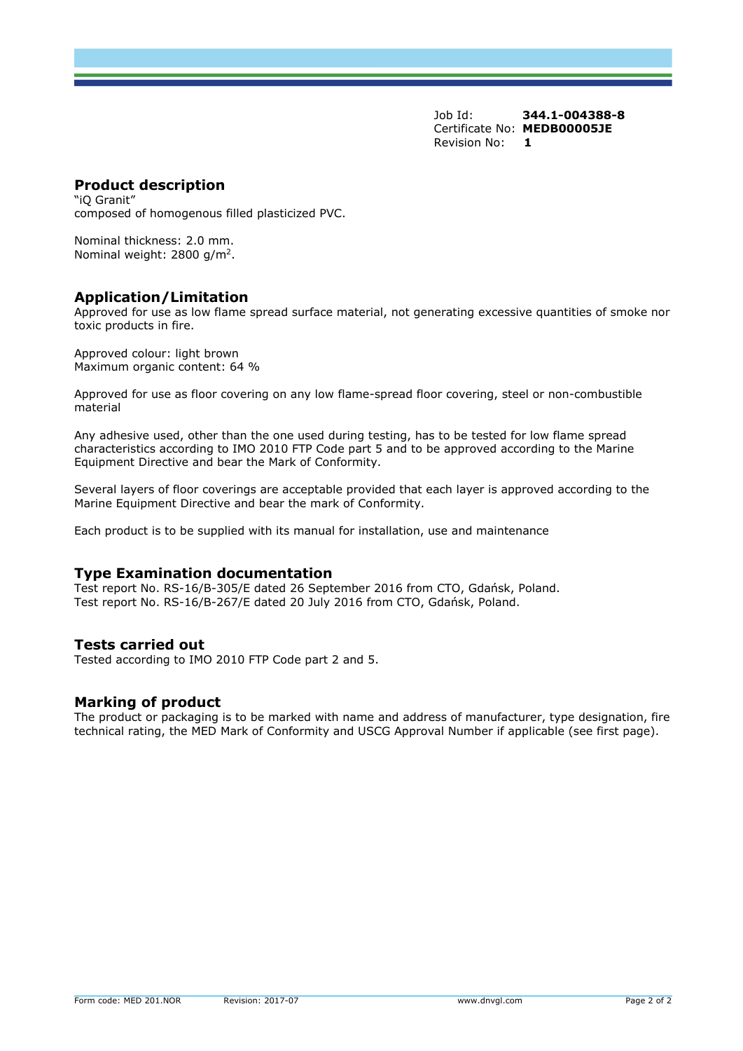Job Id: **344.1-004388-8**
Certificate No: **MEDB00005JE**
Revision No: **1**

## Product description

"iQ Granit"
composed of homogenous filled plasticized PVC.

Nominal thickness: 2.0 mm.
Nominal weight: 2800 g/m$^2$.

## Application/Limitation

Approved for use as low flame spread surface material, not generating excessive quantities of smoke nor toxic products in fire.

Approved colour: light brown
Maximum organic content: 64 %

Approved for use as floor covering on any low flame-spread floor covering, steel or non-combustible material

Any adhesive used, other than the one used during testing, has to be tested for low flame spread characteristics according to IMO 2010 FTP Code part 5 and to be approved according to the Marine Equipment Directive and bear the Mark of Conformity.

Several layers of floor coverings are acceptable provided that each layer is approved according to the Marine Equipment Directive and bear the mark of Conformity.

Each product is to be supplied with its manual for installation, use and maintenance

## Type Examination documentation

Test report No. RS-16/B-305/E dated 26 September 2016 from CTO, Gdańsk, Poland.
Test report No. RS-16/B-267/E dated 20 July 2016 from CTO, Gdańsk, Poland.

## Tests carried out

Tested according to IMO 2010 FTP Code part 2 and 5.

## Marking of product

The product or packaging is to be marked with name and address of manufacturer, type designation, fire technical rating, the MED Mark of Conformity and USCG Approval Number if applicable (see first page).